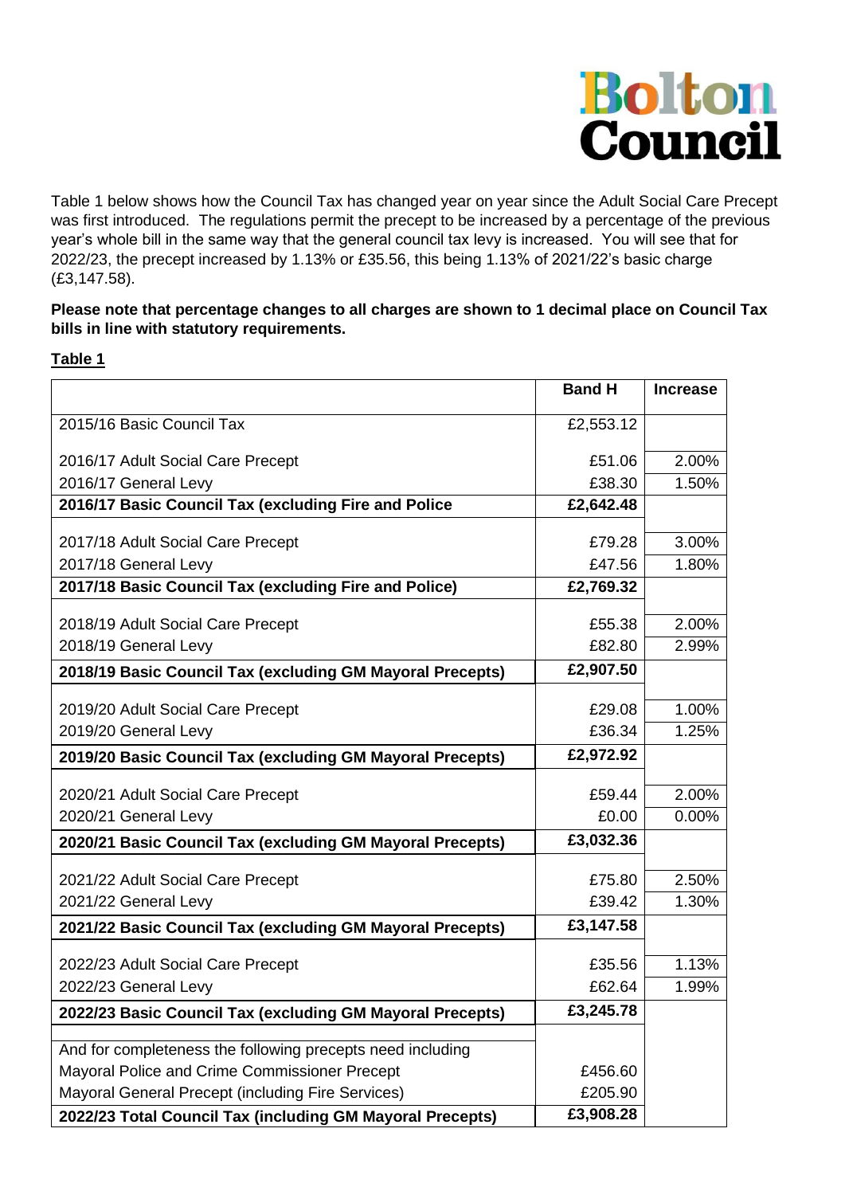# Bolton Council

Table 1 below shows how the Council Tax has changed year on year since the Adult Social Care Precept was first introduced. The regulations permit the precept to be increased by a percentage of the previous year's whole bill in the same way that the general council tax levy is increased. You will see that for 2022/23, the precept increased by 1.13% or £35.56, this being 1.13% of 2021/22's basic charge (£3,147.58).

**Please note that percentage changes to all charges are shown to 1 decimal place on Council Tax bills in line with statutory requirements.**

**Table 1**

| | Band H | Increase |
|---|---|---|
| 2015/16 Basic Council Tax | £2,553.12 | |
| 2016/17 Adult Social Care Precept | £51.06 | 2.00% |
| 2016/17 General Levy | £38.30 | 1.50% |
| **2016/17 Basic Council Tax (excluding Fire and Police** | **£2,642.48** | |
| 2017/18 Adult Social Care Precept | £79.28 | 3.00% |
| 2017/18 General Levy | £47.56 | 1.80% |
| **2017/18 Basic Council Tax (excluding Fire and Police)** | **£2,769.32** | |
| 2018/19 Adult Social Care Precept | £55.38 | 2.00% |
| 2018/19 General Levy | £82.80 | 2.99% |
| **2018/19 Basic Council Tax (excluding GM Mayoral Precepts)** | **£2,907.50** | |
| 2019/20 Adult Social Care Precept | £29.08 | 1.00% |
| 2019/20 General Levy | £36.34 | 1.25% |
| **2019/20 Basic Council Tax (excluding GM Mayoral Precepts)** | **£2,972.92** | |
| 2020/21 Adult Social Care Precept | £59.44 | 2.00% |
| 2020/21 General Levy | £0.00 | 0.00% |
| **2020/21 Basic Council Tax (excluding GM Mayoral Precepts)** | **£3,032.36** | |
| 2021/22 Adult Social Care Precept | £75.80 | 2.50% |
| 2021/22 General Levy | £39.42 | 1.30% |
| **2021/22 Basic Council Tax (excluding GM Mayoral Precepts)** | **£3,147.58** | |
| 2022/23 Adult Social Care Precept | £35.56 | 1.13% |
| 2022/23 General Levy | £62.64 | 1.99% |
| **2022/23 Basic Council Tax (excluding GM Mayoral Precepts)** | **£3,245.78** | |
| And for completeness the following precepts need including | | |
| Mayoral Police and Crime Commissioner Precept | £456.60 | |
| Mayoral General Precept (including Fire Services) | £205.90 | |
| **2022/23 Total Council Tax (including GM Mayoral Precepts)** | **£3,908.28** | |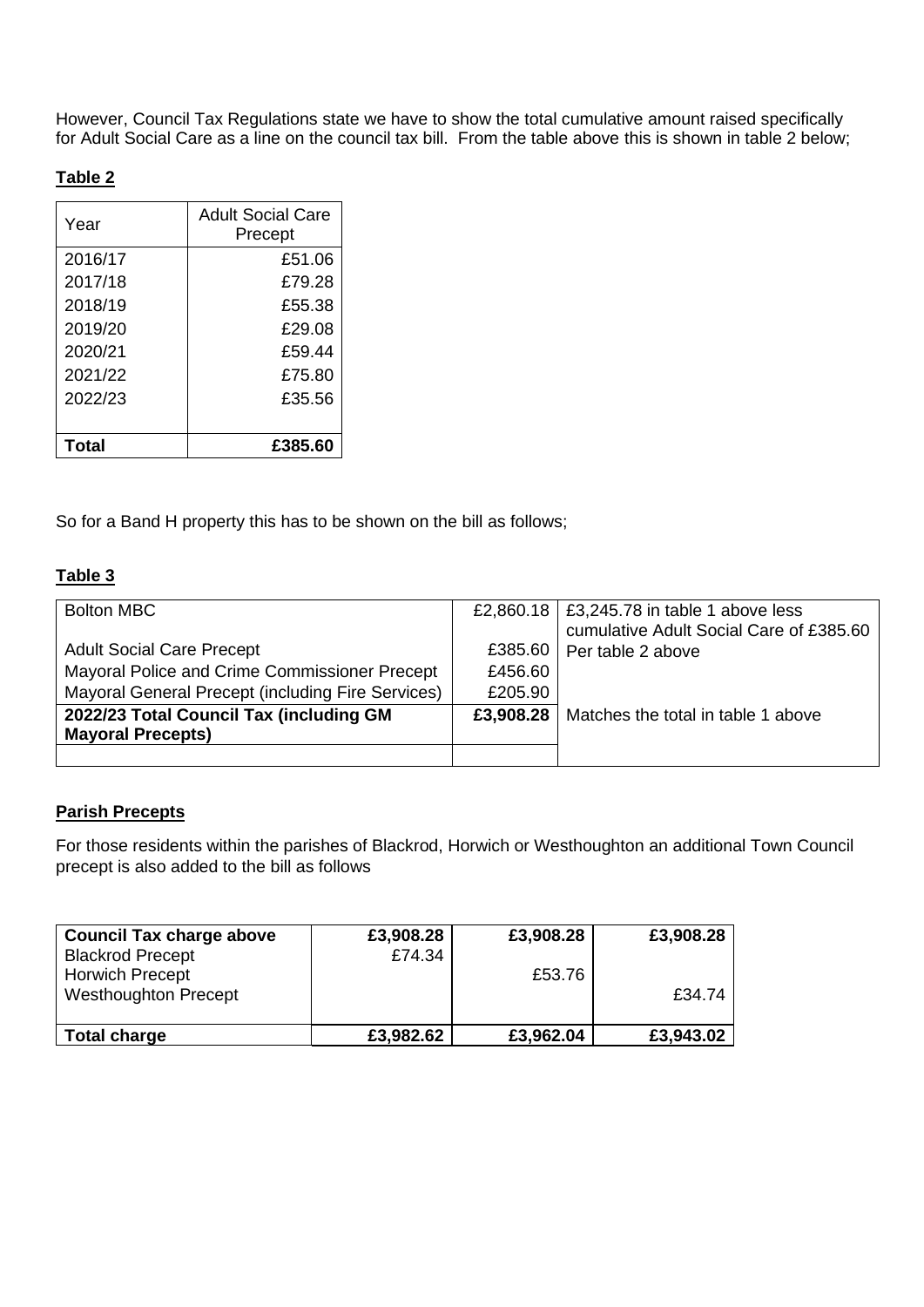However, Council Tax Regulations state we have to show the total cumulative amount raised specifically for Adult Social Care as a line on the council tax bill. From the table above this is shown in table 2 below;

**Table 2**

| Year | Adult Social Care Precept |
|---|---|
| 2016/17 | £51.06 |
| 2017/18 | £79.28 |
| 2018/19 | £55.38 |
| 2019/20 | £29.08 |
| 2020/21 | £59.44 |
| 2021/22 | £75.80 |
| 2022/23 | £35.56 |
| **Total** | **£385.60** |

So for a Band H property this has to be shown on the bill as follows;

**Table 3**

| | | |
|---|---|---|
| Bolton MBC | £2,860.18 | £3,245.78 in table 1 above less cumulative Adult Social Care of £385.60 |
| Adult Social Care Precept | £385.60 | Per table 2 above |
| Mayoral Police and Crime Commissioner Precept | £456.60 | |
| Mayoral General Precept (including Fire Services) | £205.90 | |
| **2022/23 Total Council Tax (including GM Mayoral Precepts)** | **£3,908.28** | Matches the total in table 1 above |
| | | |

**Parish Precepts**

For those residents within the parishes of Blackrod, Horwich or Westhoughton an additional Town Council precept is also added to the bill as follows

| | | | |
|---|---|---|---|
| **Council Tax charge above** | **£3,908.28** | **£3,908.28** | **£3,908.28** |
| Blackrod Precept | £74.34 | | |
| Horwich Precept | | £53.76 | |
| Westhoughton Precept | | | £34.74 |
| **Total charge** | **£3,982.62** | **£3,962.04** | **£3,943.02** |